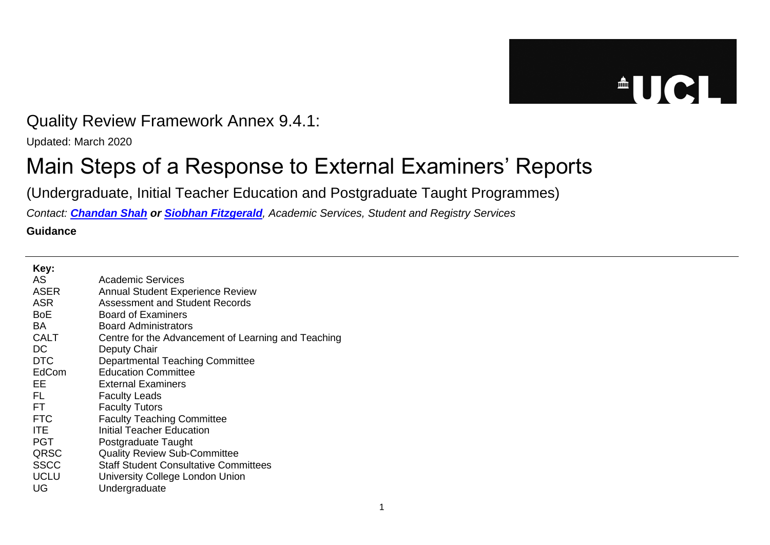Quality Review Framework Annex 9.4.1:

Updated: March 2020

# Main Steps of a Response to External Examiners' Reports

## (Undergraduate, Initial Teacher Education and Postgraduate Taught Programmes)

*Contact: **Chandan Shah** or **Siobhan Fitzgerald**, Academic Services, Student and Registry Services*

**Guidance**

---

**Key:**

| | |
|---|---|
| AS | Academic Services |
| ASER | Annual Student Experience Review |
| ASR | Assessment and Student Records |
| BoE | Board of Examiners |
| BA | Board Administrators |
| CALT | Centre for the Advancement of Learning and Teaching |
| DC | Deputy Chair |
| DTC | Departmental Teaching Committee |
| EdCom | Education Committee |
| EE | External Examiners |
| FL | Faculty Leads |
| FT | Faculty Tutors |
| FTC | Faculty Teaching Committee |
| ITE | Initial Teacher Education |
| PGT | Postgraduate Taught |
| QRSC | Quality Review Sub-Committee |
| SSCC | Staff Student Consultative Committees |
| UCLU | University College London Union |
| UG | Undergraduate |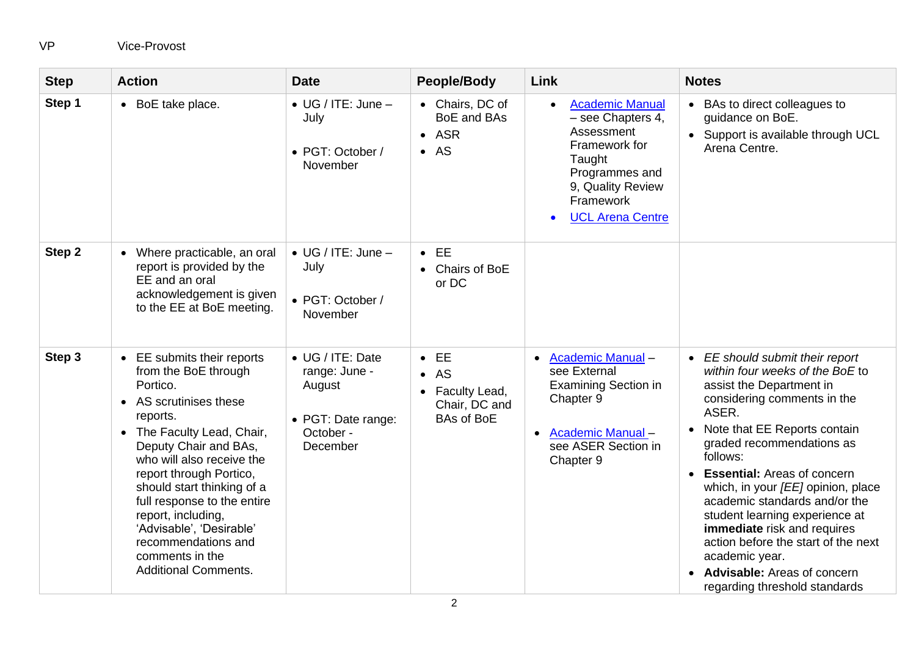VP Vice-Provost

| Step | Action | Date | People/Body | Link | Notes |
|---|---|---|---|---|---|
| **Step 1** | • BoE take place. | • UG / ITE: June – July<br><br>• PGT: October / November | • Chairs, DC of BoE and BAs<br>• ASR<br>• AS | • Academic Manual – see Chapters 4, Assessment Framework for Taught Programmes and 9, Quality Review Framework<br>• UCL Arena Centre | • BAs to direct colleagues to guidance on BoE.<br>• Support is available through UCL Arena Centre. |
| **Step 2** | • Where practicable, an oral report is provided by the EE and an oral acknowledgement is given to the EE at BoE meeting. | • UG / ITE: June – July<br><br>• PGT: October / November | • EE<br>• Chairs of BoE or DC | | |
| **Step 3** | • EE submits their reports from the BoE through Portico.<br>• AS scrutinises these reports.<br>• The Faculty Lead, Chair, Deputy Chair and BAs, who will also receive the report through Portico, should start thinking of a full response to the entire report, including, 'Advisable', 'Desirable' recommendations and comments in the Additional Comments. | • UG / ITE: Date range: June - August<br><br>• PGT: Date range: October - December | • EE<br>• AS<br>• Faculty Lead, Chair, DC and BAs of BoE | • Academic Manual – see External Examining Section in Chapter 9<br><br>• Academic Manual – see ASER Section in Chapter 9 | • *EE should submit their report within four weeks of the BoE* to assist the Department in considering comments in the ASER.<br>• Note that EE Reports contain graded recommendations as follows:<br>• **Essential:** Areas of concern which, in your *[EE]* opinion, place academic standards and/or the student learning experience at **immediate** risk and requires action before the start of the next academic year.<br>• **Advisable:** Areas of concern regarding threshold standards |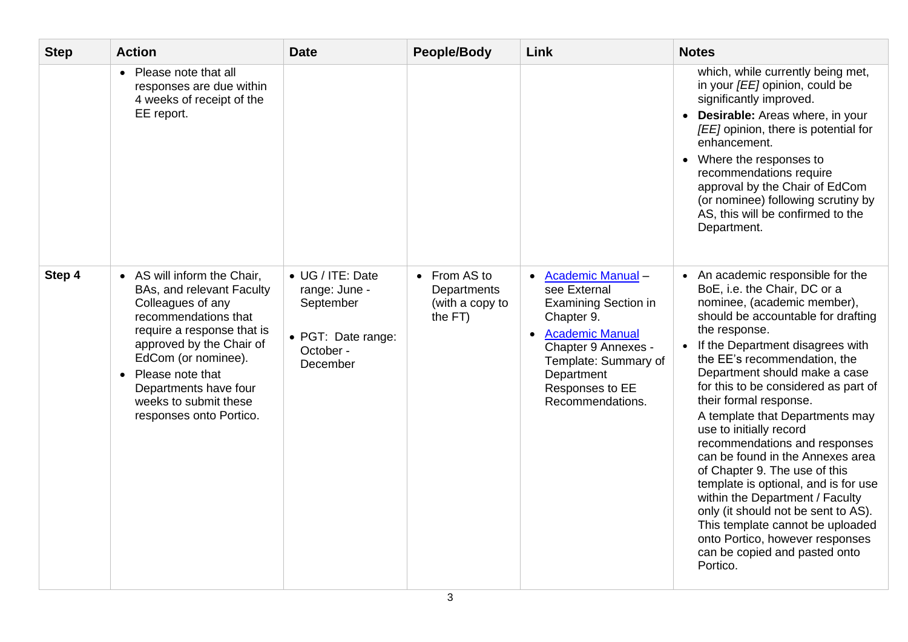| Step | Action | Date | People/Body | Link | Notes |
|---|---|---|---|---|---|
| | • Please note that all responses are due within 4 weeks of receipt of the EE report. | | | | which, while currently being met, in your *[EE]* opinion, could be significantly improved.<br>• **Desirable:** Areas where, in your *[EE]* opinion, there is potential for enhancement.<br>• Where the responses to recommendations require approval by the Chair of EdCom (or nominee) following scrutiny by AS, this will be confirmed to the Department. |
| **Step 4** | • AS will inform the Chair, BAs, and relevant Faculty Colleagues of any recommendations that require a response that is approved by the Chair of EdCom (or nominee).<br>• Please note that Departments have four weeks to submit these responses onto Portico. | • UG / ITE: Date range: June - September<br>• PGT: Date range: October - December | • From AS to Departments (with a copy to the FT) | • Academic Manual – see External Examining Section in Chapter 9.<br>• Academic Manual Chapter 9 Annexes - Template: Summary of Department Responses to EE Recommendations. | • An academic responsible for the BoE, i.e. the Chair, DC or a nominee, (academic member), should be accountable for drafting the response.<br>• If the Department disagrees with the EE's recommendation, the Department should make a case for this to be considered as part of their formal response.<br>A template that Departments may use to initially record recommendations and responses can be found in the Annexes area of Chapter 9. The use of this template is optional, and is for use within the Department / Faculty only (it should not be sent to AS). This template cannot be uploaded onto Portico, however responses can be copied and pasted onto Portico. |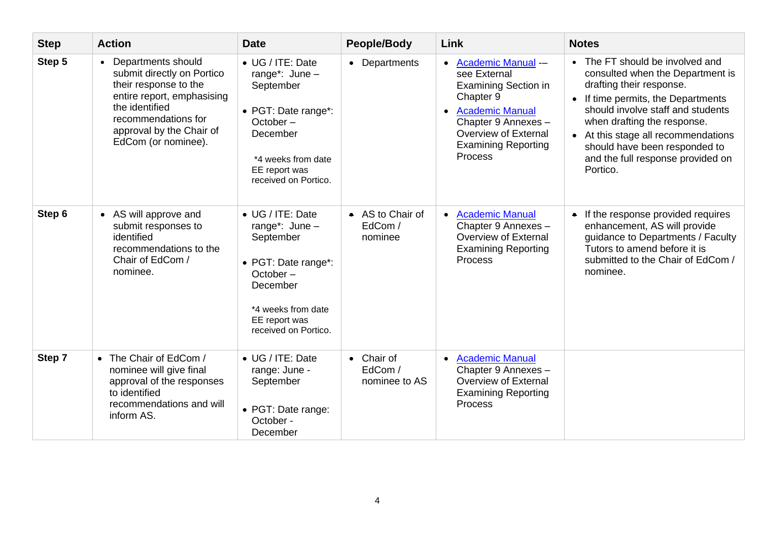| Step | Action | Date | People/Body | Link | Notes |
|---|---|---|---|---|---|
| Step 5 | • Departments should submit directly on Portico their response to the entire report, emphasising the identified recommendations for approval by the Chair of EdCom (or nominee). | • UG / ITE: Date range*: June – September<br><br>• PGT: Date range*: October – December<br><br>*4 weeks from date EE report was received on Portico. | • Departments | • Academic Manual -– see External Examining Section in Chapter 9<br>• Academic Manual Chapter 9 Annexes – Overview of External Examining Reporting Process | • The FT should be involved and consulted when the Department is drafting their response.<br>• If time permits, the Departments should involve staff and students when drafting the response.<br>• At this stage all recommendations should have been responded to and the full response provided on Portico. |
| Step 6 | • AS will approve and submit responses to identified recommendations to the Chair of EdCom / nominee. | • UG / ITE: Date range*: June – September<br><br>• PGT: Date range*: October – December<br><br>*4 weeks from date EE report was received on Portico. | • AS to Chair of EdCom / nominee | • Academic Manual Chapter 9 Annexes – Overview of External Examining Reporting Process | • If the response provided requires enhancement, AS will provide guidance to Departments / Faculty Tutors to amend before it is submitted to the Chair of EdCom / nominee. |
| Step 7 | • The Chair of EdCom / nominee will give final approval of the responses to identified recommendations and will inform AS. | • UG / ITE: Date range: June - September<br><br>• PGT: Date range: October - December | • Chair of EdCom / nominee to AS | • Academic Manual Chapter 9 Annexes – Overview of External Examining Reporting Process | |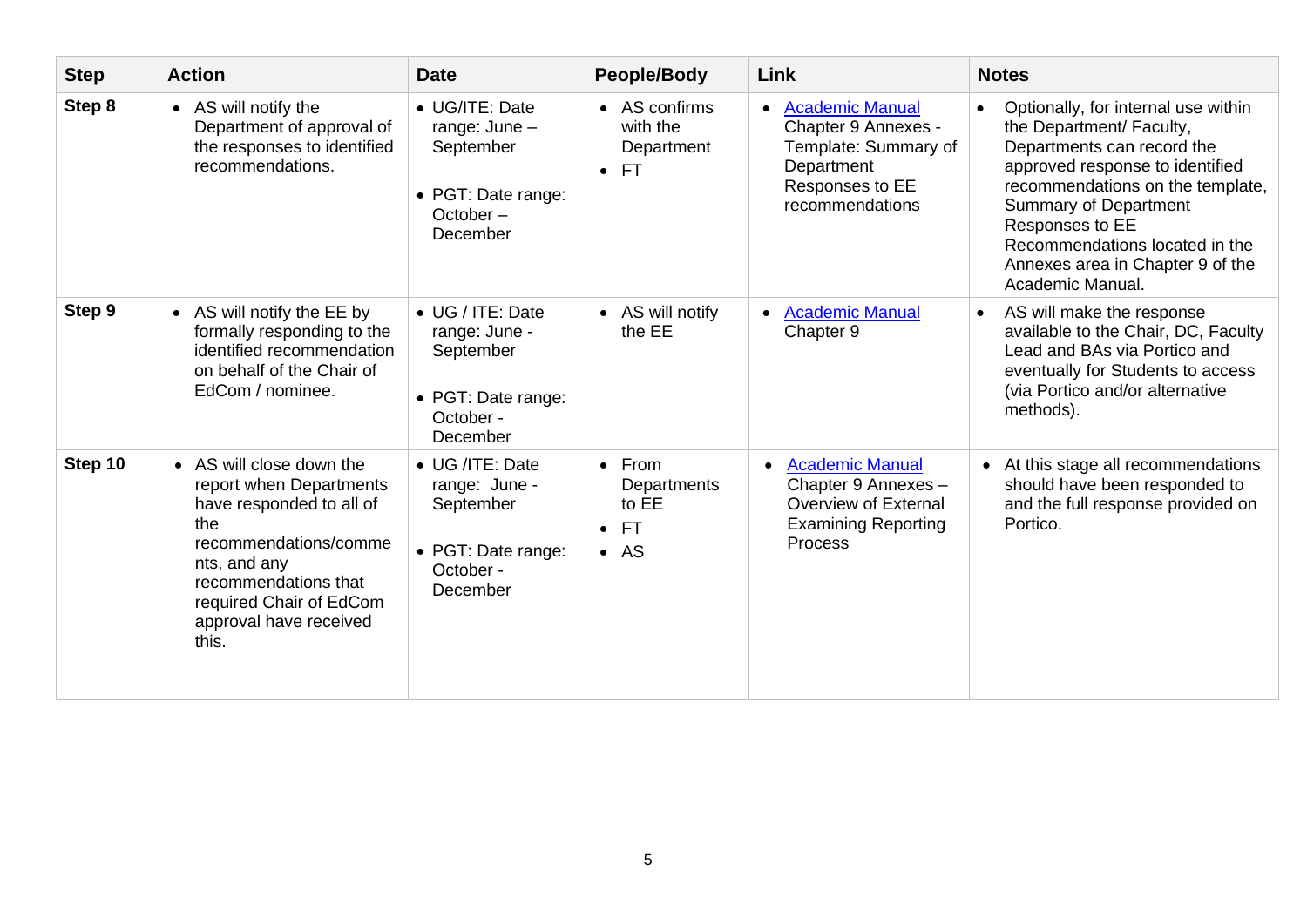| Step | Action | Date | People/Body | Link | Notes |
|---|---|---|---|---|---|
| **Step 8** | • AS will notify the Department of approval of the responses to identified recommendations. | • UG/ITE: Date range: June – September<br><br>• PGT: Date range: October – December | • AS confirms with the Department<br>• FT | • [Academic Manual](#) Chapter 9 Annexes - Template: Summary of Department Responses to EE recommendations | • Optionally, for internal use within the Department/ Faculty, Departments can record the approved response to identified recommendations on the template, Summary of Department Responses to EE Recommendations located in the Annexes area in Chapter 9 of the Academic Manual. |
| **Step 9** | • AS will notify the EE by formally responding to the identified recommendation on behalf of the Chair of EdCom / nominee. | • UG / ITE: Date range: June - September<br><br>• PGT: Date range: October - December | • AS will notify the EE | • [Academic Manual](#) Chapter 9 | • AS will make the response available to the Chair, DC, Faculty Lead and BAs via Portico and eventually for Students to access (via Portico and/or alternative methods). |
| **Step 10** | • AS will close down the report when Departments have responded to all of the recommendations/comments, and any recommendations that required Chair of EdCom approval have received this. | • UG /ITE: Date range: June - September<br><br>• PGT: Date range: October - December | • From Departments to EE<br>• FT<br>• AS | • [Academic Manual](#) Chapter 9 Annexes – Overview of External Examining Reporting Process | • At this stage all recommendations should have been responded to and the full response provided on Portico. |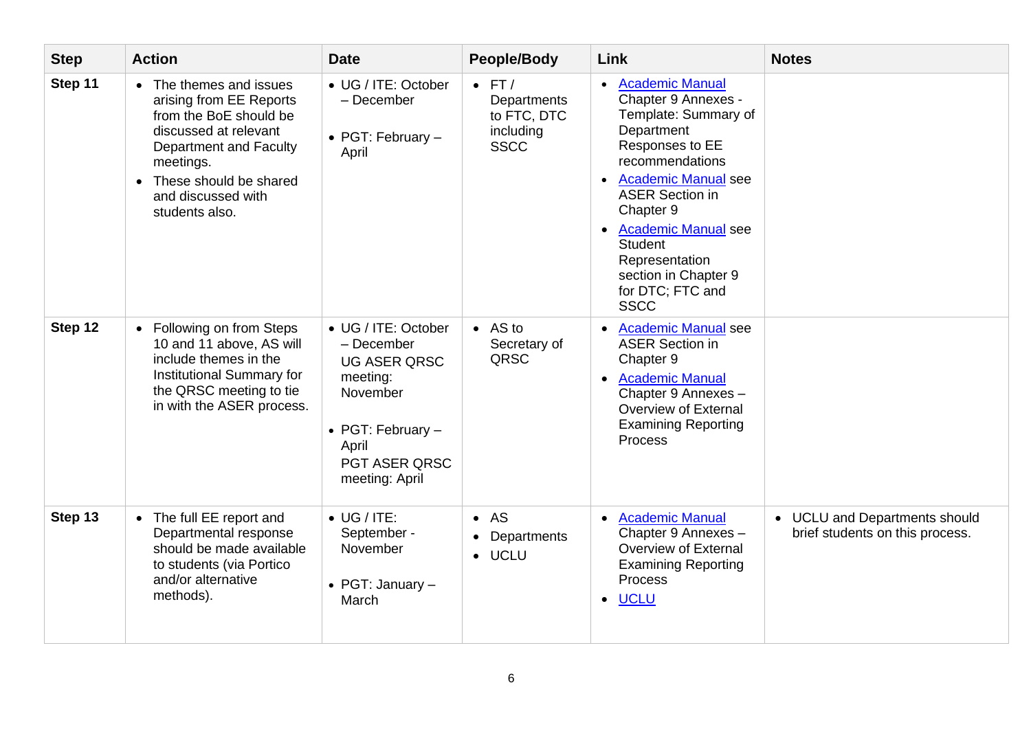| Step | Action | Date | People/Body | Link | Notes |
|---|---|---|---|---|---|
| **Step 11** | • The themes and issues arising from the BoE Reports from the BoE should be discussed at relevant Department and Faculty meetings.<br>• These should be shared and discussed with students also. | • UG / ITE: October – December<br><br>• PGT: February – April | • FT / Departments to FTC, DTC including SSCC | • Academic Manual Chapter 9 Annexes - Template: Summary of Department Responses to EE recommendations<br>• Academic Manual see ASER Section in Chapter 9<br>• Academic Manual see Student Representation section in Chapter 9 for DTC; FTC and SSCC | |
| **Step 12** | • Following on from Steps 10 and 11 above, AS will include themes in the Institutional Summary for the QRSC meeting to tie in with the ASER process. | • UG / ITE: October – December<br>UG ASER QRSC meeting: November<br><br>• PGT: February – April<br>PGT ASER QRSC meeting: April | • AS to Secretary of QRSC | • Academic Manual see ASER Section in Chapter 9<br>• Academic Manual Chapter 9 Annexes – Overview of External Examining Reporting Process | |
| **Step 13** | • The full EE report and Departmental response should be made available to students (via Portico and/or alternative methods). | • UG / ITE: September - November<br><br>• PGT: January – March | • AS<br>• Departments<br>• UCLU | • Academic Manual Chapter 9 Annexes – Overview of External Examining Reporting Process<br>• UCLU | • UCLU and Departments should brief students on this process. |

| Step | Action | Date | People/Body | Link | Notes |
|---|---|---|---|---|---|
| **Step 11** | • The themes and issues arising from EE Reports from the BoE should be discussed at relevant Department and Faculty meetings.<br>• These should be shared and discussed with students also. | • UG / ITE: October – December<br><br>• PGT: February – April | • FT / Departments to FTC, DTC including SSCC | • Academic Manual Chapter 9 Annexes - Template: Summary of Department Responses to EE recommendations<br>• Academic Manual see ASER Section in Chapter 9<br>• Academic Manual see Student Representation section in Chapter 9 for DTC; FTC and SSCC | |
| **Step 12** | • Following on from Steps 10 and 11 above, AS will include themes in the Institutional Summary for the QRSC meeting to tie in with the ASER process. | • UG / ITE: October – December<br>UG ASER QRSC meeting: November<br><br>• PGT: February – April<br>PGT ASER QRSC meeting: April | • AS to Secretary of QRSC | • Academic Manual see ASER Section in Chapter 9<br>• Academic Manual Chapter 9 Annexes – Overview of External Examining Reporting Process | |
| **Step 13** | • The full EE report and Departmental response should be made available to students (via Portico and/or alternative methods). | • UG / ITE: September - November<br><br>• PGT: January – March | • AS<br>• Departments<br>• UCLU | • Academic Manual Chapter 9 Annexes – Overview of External Examining Reporting Process<br>• UCLU | • UCLU and Departments should brief students on this process. |